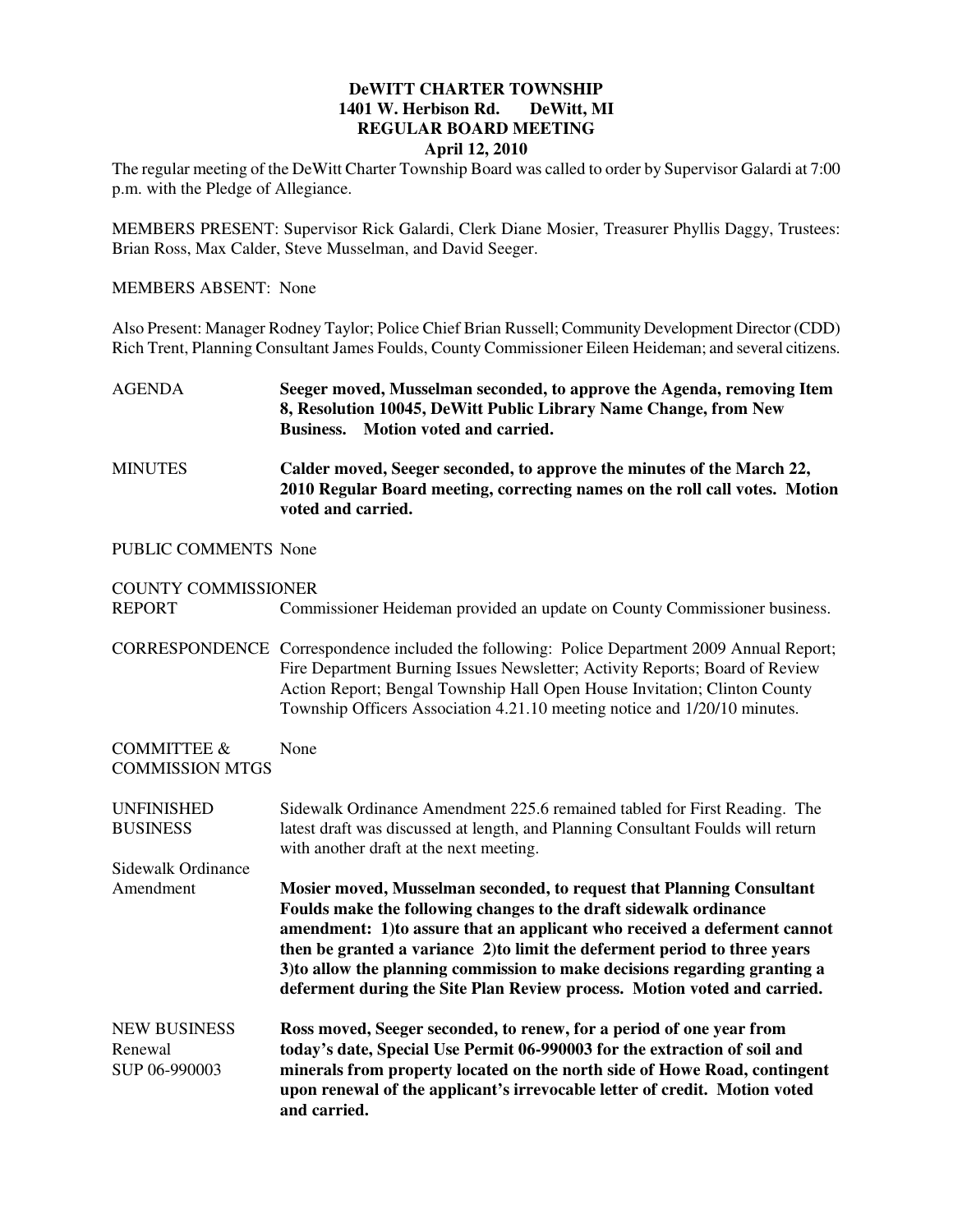# DeWITT CHARTER TOWNSHIP
## 1401 W. Herbison Rd. DeWitt, MI
## REGULAR BOARD MEETING
### April 12, 2010

The regular meeting of the DeWitt Charter Township Board was called to order by Supervisor Galardi at 7:00 p.m. with the Pledge of Allegiance.

MEMBERS PRESENT: Supervisor Rick Galardi, Clerk Diane Mosier, Treasurer Phyllis Daggy, Trustees: Brian Ross, Max Calder, Steve Musselman, and David Seeger.

MEMBERS ABSENT: None

Also Present: Manager Rodney Taylor; Police Chief Brian Russell; Community Development Director (CDD) Rich Trent, Planning Consultant James Foulds, County Commissioner Eileen Heideman; and several citizens.

AGENDA — **Seeger moved, Musselman seconded, to approve the Agenda, removing Item 8, Resolution 10045, DeWitt Public Library Name Change, from New Business. Motion voted and carried.**

MINUTES — **Calder moved, Seeger seconded, to approve the minutes of the March 22, 2010 Regular Board meeting, correcting names on the roll call votes. Motion voted and carried.**

PUBLIC COMMENTS None

COUNTY COMMISSIONER REPORT — Commissioner Heideman provided an update on County Commissioner business.

CORRESPONDENCE — Correspondence included the following: Police Department 2009 Annual Report; Fire Department Burning Issues Newsletter; Activity Reports; Board of Review Action Report; Bengal Township Hall Open House Invitation; Clinton County Township Officers Association 4.21.10 meeting notice and 1/20/10 minutes.

COMMITTEE & COMMISSION MTGS — None

UNFINISHED BUSINESS — Sidewalk Ordinance Amendment 225.6 remained tabled for First Reading. The latest draft was discussed at length, and Planning Consultant Foulds will return with another draft at the next meeting.

Sidewalk Ordinance Amendment — **Mosier moved, Musselman seconded, to request that Planning Consultant Foulds make the following changes to the draft sidewalk ordinance amendment: 1)to assure that an applicant who received a deferment cannot then be granted a variance 2)to limit the deferment period to three years 3)to allow the planning commission to make decisions regarding granting a deferment during the Site Plan Review process. Motion voted and carried.**

NEW BUSINESS

Renewal SUP 06-990003 — **Ross moved, Seeger seconded, to renew, for a period of one year from today's date, Special Use Permit 06-990003 for the extraction of soil and minerals from property located on the north side of Howe Road, contingent upon renewal of the applicant's irrevocable letter of credit. Motion voted and carried.**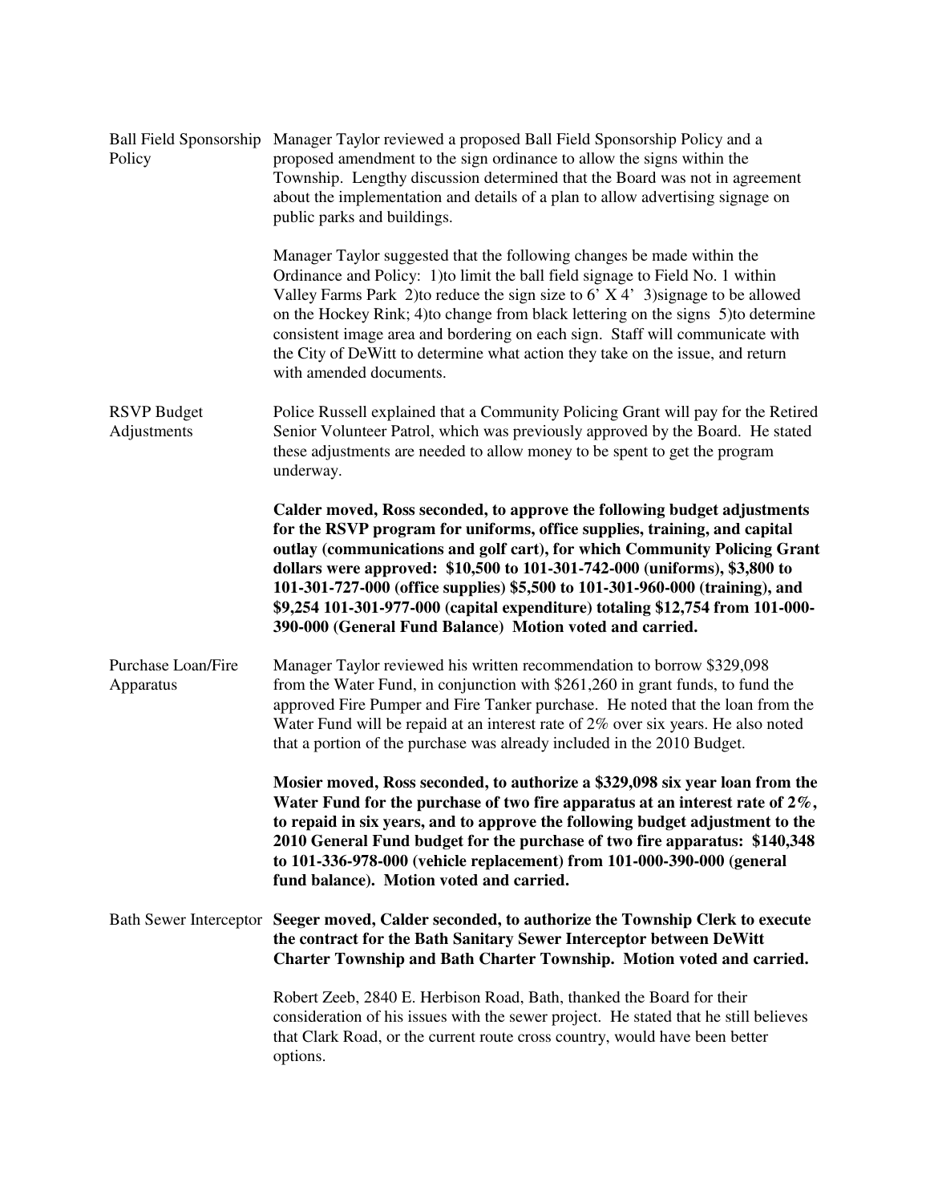**Ball Field Sponsorship Policy**

Manager Taylor reviewed a proposed Ball Field Sponsorship Policy and a proposed amendment to the sign ordinance to allow the signs within the Township. Lengthy discussion determined that the Board was not in agreement about the implementation and details of a plan to allow advertising signage on public parks and buildings.

Manager Taylor suggested that the following changes be made within the Ordinance and Policy: 1)to limit the ball field signage to Field No. 1 within Valley Farms Park 2)to reduce the sign size to 6' X 4' 3)signage to be allowed on the Hockey Rink; 4)to change from black lettering on the signs 5)to determine consistent image area and bordering on each sign. Staff will communicate with the City of DeWitt to determine what action they take on the issue, and return with amended documents.

**RSVP Budget Adjustments**

Police Russell explained that a Community Policing Grant will pay for the Retired Senior Volunteer Patrol, which was previously approved by the Board. He stated these adjustments are needed to allow money to be spent to get the program underway.

**Calder moved, Ross seconded, to approve the following budget adjustments for the RSVP program for uniforms, office supplies, training, and capital outlay (communications and golf cart), for which Community Policing Grant dollars were approved: $10,500 to 101-301-742-000 (uniforms), $3,800 to 101-301-727-000 (office supplies) $5,500 to 101-301-960-000 (training), and $9,254 101-301-977-000 (capital expenditure) totaling $12,754 from 101-000-390-000 (General Fund Balance) Motion voted and carried.**

**Purchase Loan/Fire Apparatus**

Manager Taylor reviewed his written recommendation to borrow $329,098 from the Water Fund, in conjunction with $261,260 in grant funds, to fund the approved Fire Pumper and Fire Tanker purchase. He noted that the loan from the Water Fund will be repaid at an interest rate of 2% over six years. He also noted that a portion of the purchase was already included in the 2010 Budget.

**Mosier moved, Ross seconded, to authorize a $329,098 six year loan from the Water Fund for the purchase of two fire apparatus at an interest rate of 2%, to repaid in six years, and to approve the following budget adjustment to the 2010 General Fund budget for the purchase of two fire apparatus: $140,348 to 101-336-978-000 (vehicle replacement) from 101-000-390-000 (general fund balance). Motion voted and carried.**

**Bath Sewer Interceptor**

**Seeger moved, Calder seconded, to authorize the Township Clerk to execute the contract for the Bath Sanitary Sewer Interceptor between DeWitt Charter Township and Bath Charter Township. Motion voted and carried.**

Robert Zeeb, 2840 E. Herbison Road, Bath, thanked the Board for their consideration of his issues with the sewer project. He stated that he still believes that Clark Road, or the current route cross country, would have been better options.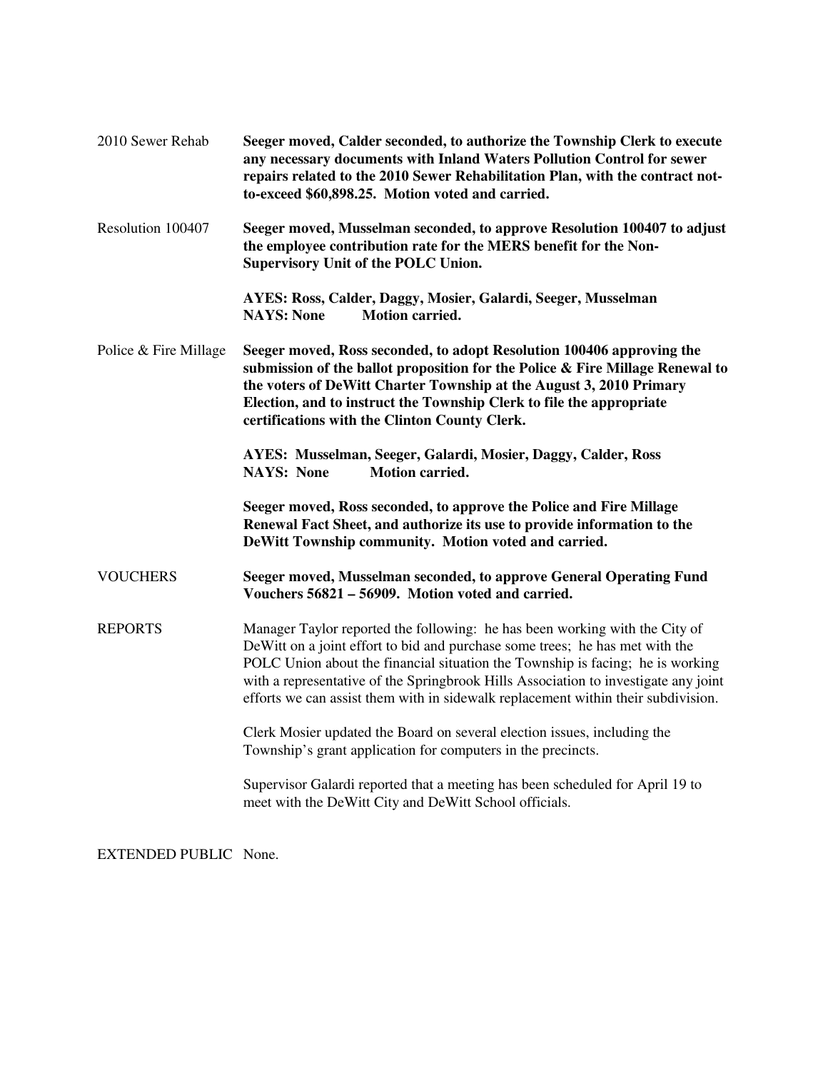2010 Sewer Rehab **Seeger moved, Calder seconded, to authorize the Township Clerk to execute any necessary documents with Inland Waters Pollution Control for sewer repairs related to the 2010 Sewer Rehabilitation Plan, with the contract not-to-exceed $60,898.25. Motion voted and carried.**

Resolution 100407 **Seeger moved, Musselman seconded, to approve Resolution 100407 to adjust the employee contribution rate for the MERS benefit for the Non-Supervisory Unit of the POLC Union.**

**AYES: Ross, Calder, Daggy, Mosier, Galardi, Seeger, Musselman**
**NAYS: None Motion carried.**

Police & Fire Millage **Seeger moved, Ross seconded, to adopt Resolution 100406 approving the submission of the ballot proposition for the Police & Fire Millage Renewal to the voters of DeWitt Charter Township at the August 3, 2010 Primary Election, and to instruct the Township Clerk to file the appropriate certifications with the Clinton County Clerk.**

**AYES: Musselman, Seeger, Galardi, Mosier, Daggy, Calder, Ross**
**NAYS: None Motion carried.**

**Seeger moved, Ross seconded, to approve the Police and Fire Millage Renewal Fact Sheet, and authorize its use to provide information to the DeWitt Township community. Motion voted and carried.**

VOUCHERS **Seeger moved, Musselman seconded, to approve General Operating Fund Vouchers 56821 – 56909. Motion voted and carried.**

REPORTS Manager Taylor reported the following: he has been working with the City of DeWitt on a joint effort to bid and purchase some trees; he has met with the POLC Union about the financial situation the Township is facing; he is working with a representative of the Springbrook Hills Association to investigate any joint efforts we can assist them with in sidewalk replacement within their subdivision.

Clerk Mosier updated the Board on several election issues, including the Township's grant application for computers in the precincts.

Supervisor Galardi reported that a meeting has been scheduled for April 19 to meet with the DeWitt City and DeWitt School officials.

EXTENDED PUBLIC None.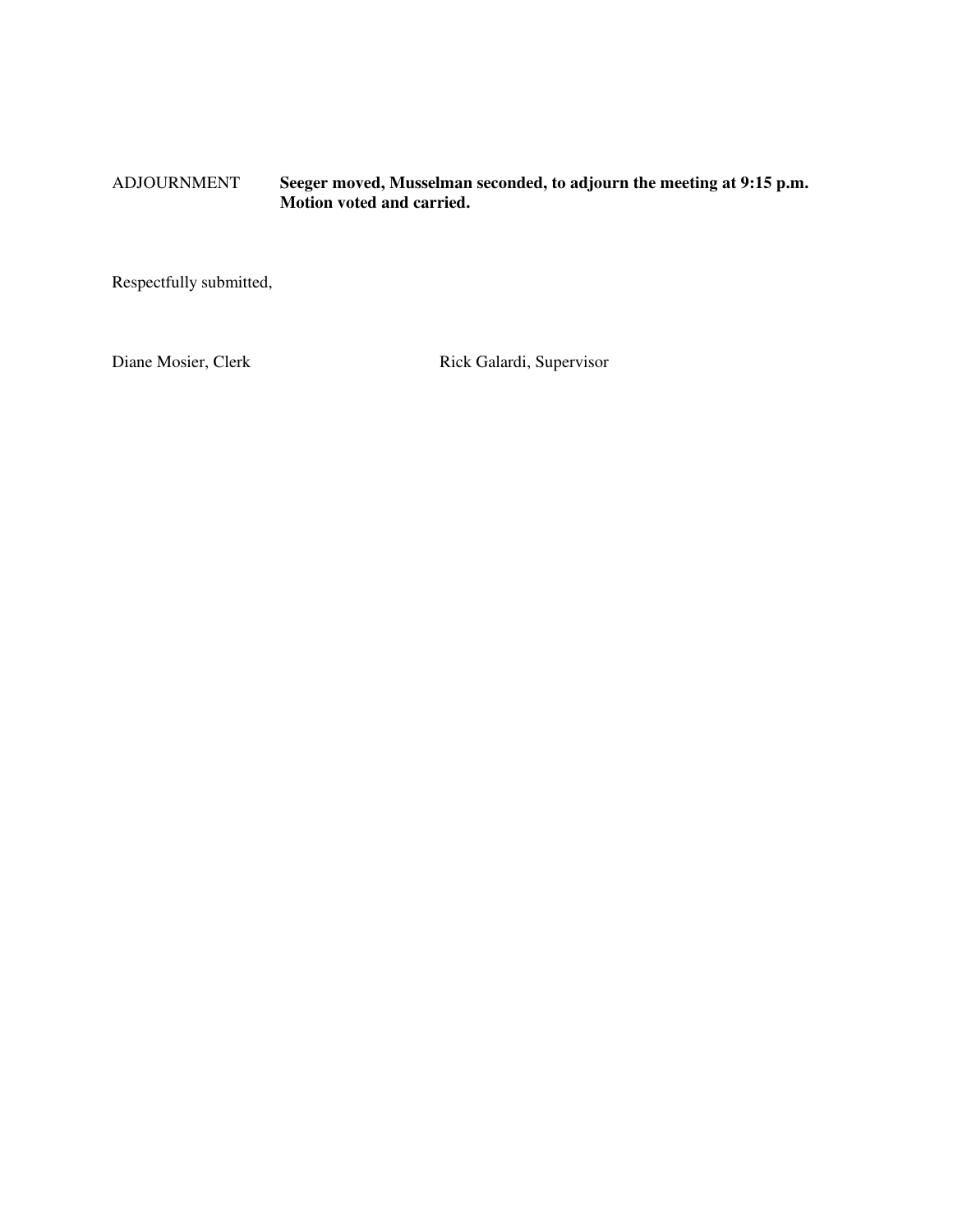ADJOURNMENT **Seeger moved, Musselman seconded, to adjourn the meeting at 9:15 p.m. Motion voted and carried.**

Respectfully submitted,

Diane Mosier, Clerk Rick Galardi, Supervisor